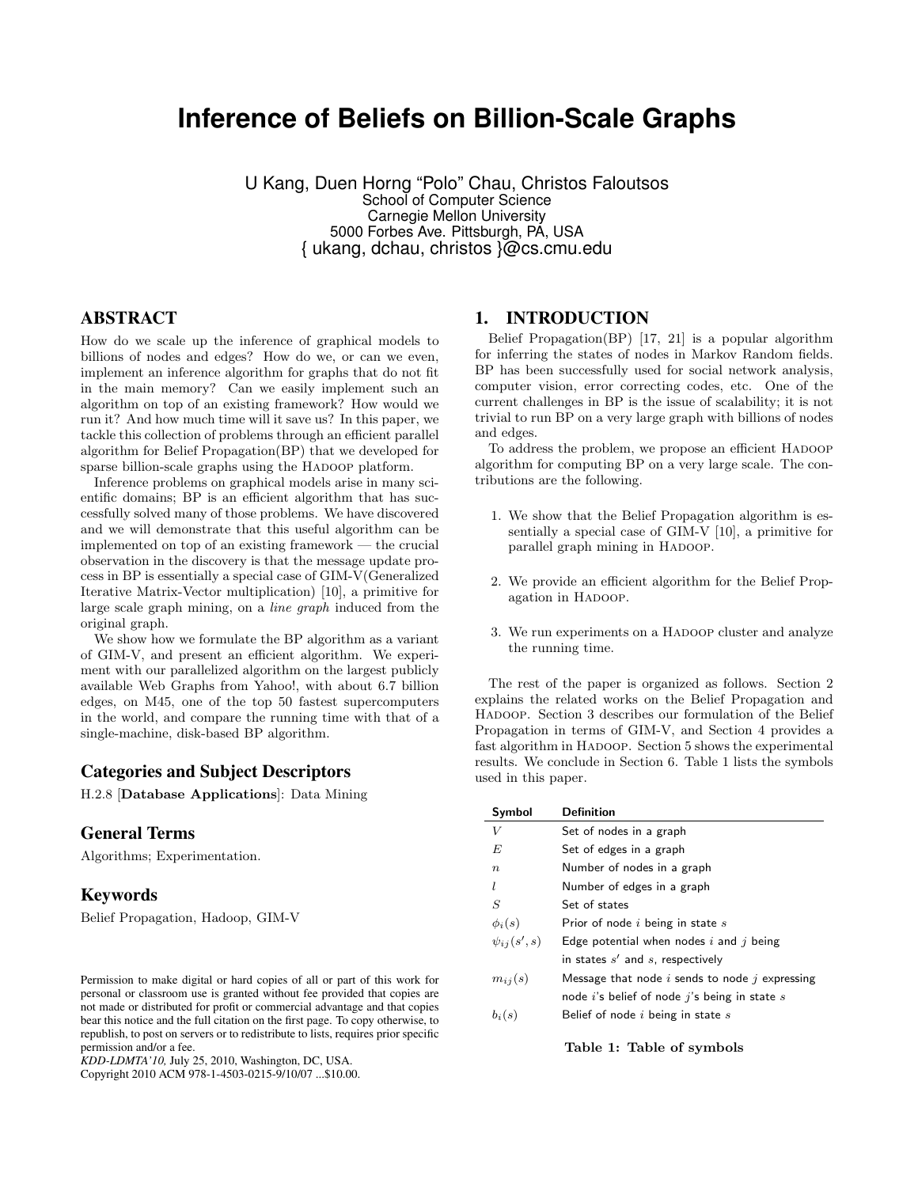# Inference of Beliefs on Billion-Scale Graphs

U Kang, Duen Horng "Polo" Chau, Christos Faloutsos
School of Computer Science
Carnegie Mellon University
5000 Forbes Ave. Pittsburgh, PA, USA
{ ukang, dchau, christos }@cs.cmu.edu

## ABSTRACT

How do we scale up the inference of graphical models to billions of nodes and edges? How do we, or can we even, implement an inference algorithm for graphs that do not fit in the main memory? Can we easily implement such an algorithm on top of an existing framework? How would we run it? And how much time will it save us? In this paper, we tackle this collection of problems through an efficient parallel algorithm for Belief Propagation(BP) that we developed for sparse billion-scale graphs using the HADOOP platform.

Inference problems on graphical models arise in many scientific domains; BP is an efficient algorithm that has successfully solved many of those problems. We have discovered and we will demonstrate that this useful algorithm can be implemented on top of an existing framework — the crucial observation in the discovery is that the message update process in BP is essentially a special case of GIM-V(Generalized Iterative Matrix-Vector multiplication) [10], a primitive for large scale graph mining, on a *line graph* induced from the original graph.

We show how we formulate the BP algorithm as a variant of GIM-V, and present an efficient algorithm. We experiment with our parallelized algorithm on the largest publicly available Web Graphs from Yahoo!, with about 6.7 billion edges, on M45, one of the top 50 fastest supercomputers in the world, and compare the running time with that of a single-machine, disk-based BP algorithm.

### Categories and Subject Descriptors

H.2.8 [**Database Applications**]: Data Mining

### General Terms

Algorithms; Experimentation.

### Keywords

Belief Propagation, Hadoop, GIM-V

Permission to make digital or hard copies of all or part of this work for personal or classroom use is granted without fee provided that copies are not made or distributed for profit or commercial advantage and that copies bear this notice and the full citation on the first page. To copy otherwise, to republish, to post on servers or to redistribute to lists, requires prior specific permission and/or a fee.
*KDD-LDMTA'10,* July 25, 2010, Washington, DC, USA.
Copyright 2010 ACM 978-1-4503-0215-9/10/07 ...$10.00.

## 1. INTRODUCTION

Belief Propagation(BP) [17, 21] is a popular algorithm for inferring the states of nodes in Markov Random fields. BP has been successfully used for social network analysis, computer vision, error correcting codes, etc. One of the current challenges in BP is the issue of scalability; it is not trivial to run BP on a very large graph with billions of nodes and edges.

To address the problem, we propose an efficient HADOOP algorithm for computing BP on a very large scale. The contributions are the following.

1. We show that the Belief Propagation algorithm is essentially a special case of GIM-V [10], a primitive for parallel graph mining in HADOOP.

2. We provide an efficient algorithm for the Belief Propagation in HADOOP.

3. We run experiments on a HADOOP cluster and analyze the running time.

The rest of the paper is organized as follows. Section 2 explains the related works on the Belief Propagation and HADOOP. Section 3 describes our formulation of the Belief Propagation in terms of GIM-V, and Section 4 provides a fast algorithm in HADOOP. Section 5 shows the experimental results. We conclude in Section 6. Table 1 lists the symbols used in this paper.

| Symbol | Definition |
|---|---|
| $V$ | Set of nodes in a graph |
| $E$ | Set of edges in a graph |
| $n$ | Number of nodes in a graph |
| $l$ | Number of edges in a graph |
| $S$ | Set of states |
| $\phi_i(s)$ | Prior of node $i$ being in state $s$ |
| $\psi_{ij}(s', s)$ | Edge potential when nodes $i$ and $j$ being in states $s'$ and $s$, respectively |
| $m_{ij}(s)$ | Message that node $i$ sends to node $j$ expressing node $i$'s belief of node $j$'s being in state $s$ |
| $b_i(s)$ | Belief of node $i$ being in state $s$ |

**Table 1: Table of symbols**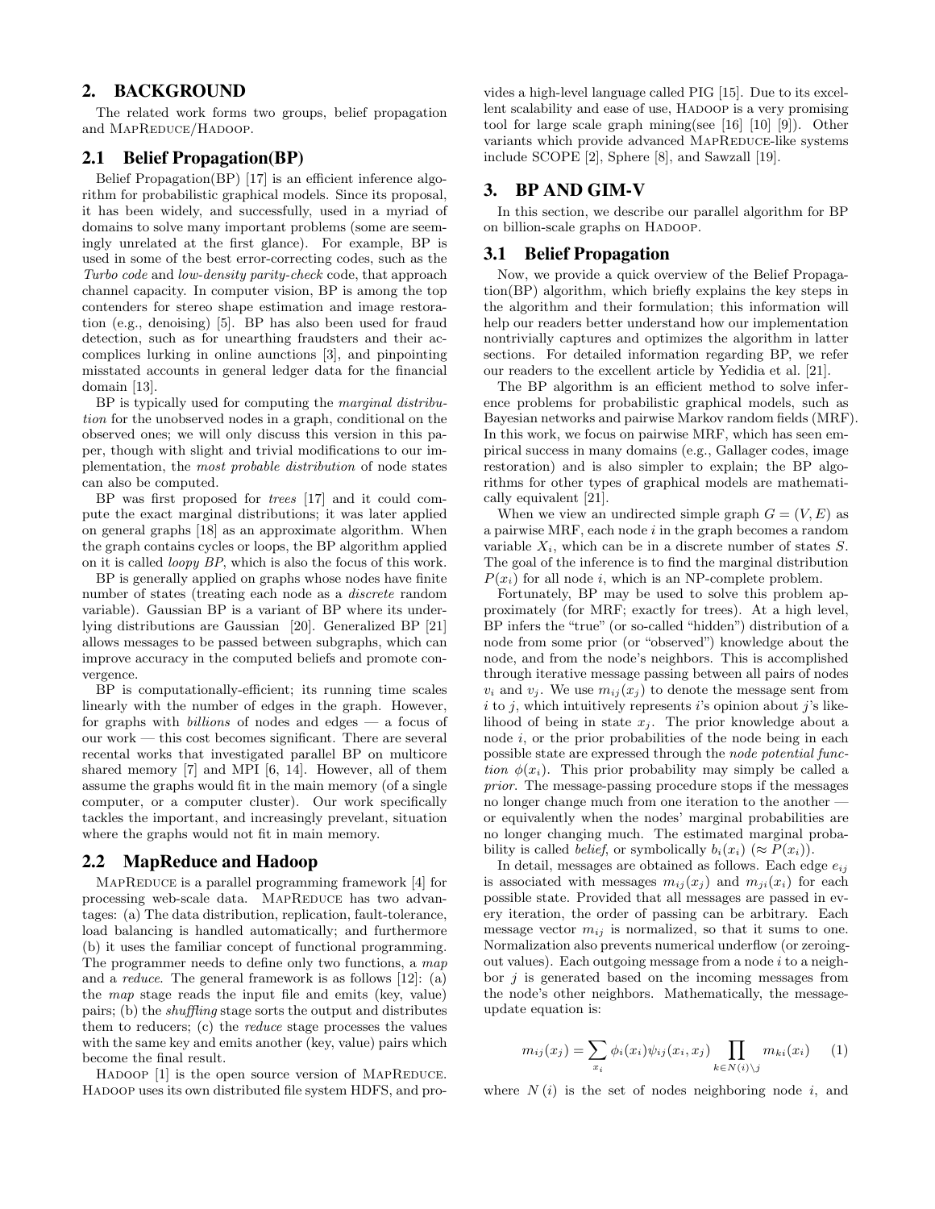## 2. BACKGROUND

The related work forms two groups, belief propagation and MapReduce/Hadoop.

### 2.1 Belief Propagation(BP)

Belief Propagation(BP) [17] is an efficient inference algorithm for probabilistic graphical models. Since its proposal, it has been widely, and successfully, used in a myriad of domains to solve many important problems (some are seemingly unrelated at the first glance). For example, BP is used in some of the best error-correcting codes, such as the *Turbo code* and *low-density parity-check* code, that approach channel capacity. In computer vision, BP is among the top contenders for stereo shape estimation and image restoration (e.g., denoising) [5]. BP has also been used for fraud detection, such as for unearthing fraudsters and their accomplices lurking in online auctions [3], and pinpointing misstated accounts in general ledger data for the financial domain [13].

BP is typically used for computing the *marginal distribution* for the unobserved nodes in a graph, conditional on the observed ones; we will only discuss this version in this paper, though with slight and trivial modifications to our implementation, the *most probable distribution* of node states can also be computed.

BP was first proposed for *trees* [17] and it could compute the exact marginal distributions; it was later applied on general graphs [18] as an approximate algorithm. When the graph contains cycles or loops, the BP algorithm applied on it is called *loopy BP*, which is also the focus of this work.

BP is generally applied on graphs whose nodes have finite number of states (treating each node as a *discrete* random variable). Gaussian BP is a variant of BP where its underlying distributions are Gaussian [20]. Generalized BP [21] allows messages to be passed between subgraphs, which can improve accuracy in the computed beliefs and promote convergence.

BP is computationally-efficient; its running time scales linearly with the number of edges in the graph. However, for graphs with *billions* of nodes and edges — a focus of our work — this cost becomes significant. There are several recental works that investigated parallel BP on multicore shared memory [7] and MPI [6, 14]. However, all of them assume the graphs would fit in the main memory (of a single computer, or a computer cluster). Our work specifically tackles the important, and increasingly prevelant, situation where the graphs would not fit in main memory.

### 2.2 MapReduce and Hadoop

MapReduce is a parallel programming framework [4] for processing web-scale data. MapReduce has two advantages: (a) The data distribution, replication, fault-tolerance, load balancing is handled automatically; and furthermore (b) it uses the familiar concept of functional programming. The programmer needs to define only two functions, a *map* and a *reduce*. The general framework is as follows [12]: (a) the *map* stage reads the input file and emits (key, value) pairs; (b) the *shuffling* stage sorts the output and distributes them to reducers; (c) the *reduce* stage processes the values with the same key and emits another (key, value) pairs which become the final result.

Hadoop [1] is the open source version of MapReduce. Hadoop uses its own distributed file system HDFS, and provides a high-level language called PIG [15]. Due to its excellent scalability and ease of use, Hadoop is a very promising tool for large scale graph mining(see [16] [10] [9]). Other variants which provide advanced MapReduce-like systems include SCOPE [2], Sphere [8], and Sawzall [19].

## 3. BP AND GIM-V

In this section, we describe our parallel algorithm for BP on billion-scale graphs on Hadoop.

### 3.1 Belief Propagation

Now, we provide a quick overview of the Belief Propagation(BP) algorithm, which briefly explains the key steps in the algorithm and their formulation; this information will help our readers better understand how our implementation nontrivially captures and optimizes the algorithm in latter sections. For detailed information regarding BP, we refer our readers to the excellent article by Yedidia et al. [21].

The BP algorithm is an efficient method to solve inference problems for probabilistic graphical models, such as Bayesian networks and pairwise Markov random fields (MRF). In this work, we focus on pairwise MRF, which has seen empirical success in many domains (e.g., Gallager codes, image restoration) and is also simpler to explain; the BP algorithms for other types of graphical models are mathematically equivalent [21].

When we view an undirected simple graph $G = (V, E)$ as a pairwise MRF, each node $i$ in the graph becomes a random variable $X_i$, which can be in a discrete number of states $S$. The goal of the inference is to find the marginal distribution $P(x_i)$ for all node $i$, which is an NP-complete problem.

Fortunately, BP may be used to solve this problem approximately (for MRF; exactly for trees). At a high level, BP infers the "true" (or so-called "hidden") distribution of a node from some prior (or "observed") knowledge about the node, and from the node's neighbors. This is accomplished through iterative message passing between all pairs of nodes $v_i$ and $v_j$. We use $m_{ij}(x_j)$ to denote the message sent from $i$ to $j$, which intuitively represents $i$'s opinion about $j$'s likelihood of being in state $x_j$. The prior knowledge about a node $i$, or the prior probabilities of the node being in each possible state are expressed through the *node potential function* $\phi(x_i)$. This prior probability may simply be called a *prior*. The message-passing procedure stops if the messages no longer change much from one iteration to the another — or equivalently when the nodes' marginal probabilities are no longer changing much. The estimated marginal probability is called *belief*, or symbolically $b_i(x_i)$ ($\approx P(x_i)$).

In detail, messages are obtained as follows. Each edge $e_{ij}$ is associated with messages $m_{ij}(x_j)$ and $m_{ji}(x_i)$ for each possible state. Provided that all messages are passed in every iteration, the order of passing can be arbitrary. Each message vector $m_{ij}$ is normalized, so that it sums to one. Normalization also prevents numerical underflow (or zeroing-out values). Each outgoing message from a node $i$ to a neighbor $j$ is generated based on the incoming messages from the node's other neighbors. Mathematically, the message-update equation is:

$$m_{ij}(x_j) = \sum_{x_i} \phi_i(x_i)\psi_{ij}(x_i, x_j) \prod_{k \in N(i) \setminus j} m_{ki}(x_i) \qquad (1)$$

where $N(i)$ is the set of nodes neighboring node $i$, and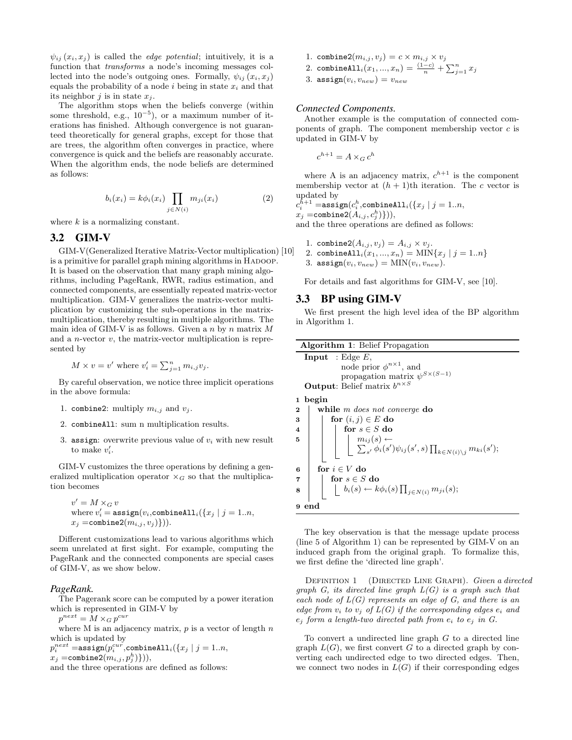$\psi_{ij}(x_i, x_j)$ is called the *edge potential*; intuitively, it is a function that *transforms* a node's incoming messages collected into the node's outgoing ones. Formally, $\psi_{ij}(x_i, x_j)$ equals the probability of a node $i$ being in state $x_i$ and that its neighbor $j$ is in state $x_j$.

The algorithm stops when the beliefs converge (within some threshold, e.g., $10^{-5}$), or a maximum number of iterations has finished. Although convergence is not guaranteed theoretically for general graphs, except for those that are trees, the algorithm often converges in practice, where convergence is quick and the beliefs are reasonably accurate. When the algorithm ends, the node beliefs are determined as follows:

$$b_i(x_i) = k\phi_i(x_i) \prod_{j \in N(i)} m_{ji}(x_i) \quad (2)$$

where $k$ is a normalizing constant.

## 3.2 GIM-V

GIM-V(Generalized Iterative Matrix-Vector multiplication) [10] is a primitive for parallel graph mining algorithms in HADOOP. It is based on the observation that many graph mining algorithms, including PageRank, RWR, radius estimation, and connected components, are essentially repeated matrix-vector multiplication. GIM-V generalizes the matrix-vector multiplication by customizing the sub-operations in the matrix-multiplication, thereby resulting in multiple algorithms. The main idea of GIM-V is as follows. Given a $n$ by $n$ matrix $M$ and a $n$-vector $v$, the matrix-vector multiplication is represented by

$$M \times v = v' \text{ where } v'_i = \sum_{j=1}^{n} m_{i,j} v_j.$$

By careful observation, we notice three implicit operations in the above formula:

1. `combine2`: multiply $m_{i,j}$ and $v_j$.
2. `combineAll`: sum n multiplication results.
3. `assign`: overwrite previous value of $v_i$ with new result to make $v'_i$.

GIM-V customizes the three operations by defining a generalized multiplication operator $\times_G$ so that the multiplication becomes

$v' = M \times_G v$
where $v'_i = \texttt{assign}(v_i, \texttt{combineAll}_i(\{x_j \mid j = 1..n,$
$x_j = \texttt{combine2}(m_{i,j}, v_j)\}))$.

Different customizations lead to various algorithms which seem unrelated at first sight. For example, computing the PageRank and the connected components are special cases of GIM-V, as we show below.

### *PageRank.*

The Pagerank score can be computed by a power iteration which is represented in GIM-V by

$p^{next} = M \times_G p^{cur}$

where M is an adjacency matrix, $p$ is a vector of length $n$ which is updated by

$p_i^{next} = \texttt{assign}(p_i^{cur}, \texttt{combineAll}_i(\{x_j \mid j = 1..n,$
$x_j = \texttt{combine2}(m_{i,j}, p_j^h)\}))$,

and the three operations are defined as follows:

1. $\texttt{combine2}(m_{i,j}, v_j) = c \times m_{i,j} \times v_j$
2. $\texttt{combineAll}_i(x_1, ..., x_n) = \frac{(1-c)}{n} + \sum_{j=1}^{n} x_j$
3. $\texttt{assign}(v_i, v_{new}) = v_{new}$

### *Connected Components.*

Another example is the computation of connected components of graph. The component membership vector $c$ is updated in GIM-V by

$c^{h+1} = A \times_G c^h$

where A is an adjacency matrix, $c^{h+1}$ is the component membership vector at $(h+1)$th iteration. The $c$ vector is updated by

$c_i^{h+1} = \texttt{assign}(c_i^h, \texttt{combineAll}_i(\{x_j \mid j = 1..n,$
$x_j = \texttt{combine2}(A_{i,j}, c_j^h)\}))$,

and the three operations are defined as follows:

1. $\texttt{combine2}(A_{i,j}, v_j) = A_{i,j} \times v_j$.
2. $\texttt{combineAll}_i(x_1, ..., x_n) = \text{MIN}\{x_j \mid j = 1..n\}$
3. $\texttt{assign}(v_i, v_{new}) = \text{MIN}(v_i, v_{new})$.

For details and fast algorithms for GIM-V, see [10].

## 3.3 BP using GIM-V

We first present the high level idea of the BP algorithm in Algorithm 1.

**Algorithm 1**: Belief Propagation

**Input** : Edge $E$,
node prior $\phi^{n \times 1}$, and
propagation matrix $\psi^{S \times (S-1)}$

**Output**: Belief matrix $b^{n \times S}$

```
1 begin
2   while m does not converge do
3     for (i, j) ∈ E do
4       for s ∈ S do
5         m_ij(s) ← Σ_s' φ_i(s') ψ_ij(s', s) Π_{k∈N(i)\j} m_ki(s');
6   for i ∈ V do
7     for s ∈ S do
8       b_i(s) ← k φ_i(s) Π_{j∈N(i)} m_ji(s);
9 end
```

The key observation is that the message update process (line 5 of Algorithm 1) can be represented by GIM-V on an induced graph from the original graph. To formalize this, we first define the 'directed line graph'.

DEFINITION 1 (DIRECTED LINE GRAPH). *Given a directed graph G, its directed line graph L(G) is a graph such that each node of L(G) represents an edge of G, and there is an edge from $v_i$ to $v_j$ of L(G) if the corresponding edges $e_i$ and $e_j$ form a length-two directed path from $e_i$ to $e_j$ in G.*

To convert a undirected line graph $G$ to a directed line graph $L(G)$, we first convert $G$ to a directed graph by converting each undirected edge to two directed edges. Then, we connect two nodes in $L(G)$ if their corresponding edges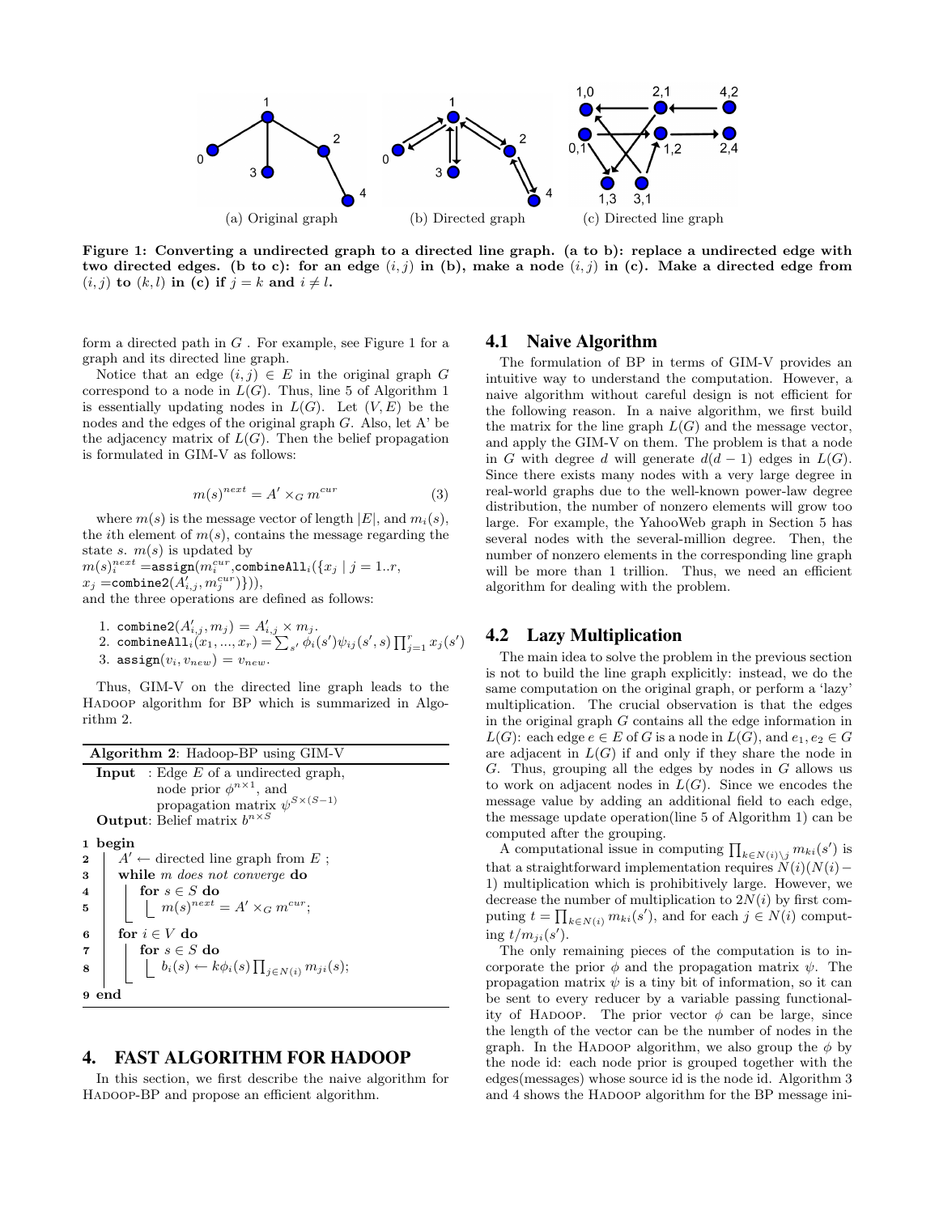(a) Original graph (b) Directed graph (c) Directed line graph

**Figure 1: Converting a undirected graph to a directed line graph. (a to b): replace a undirected edge with two directed edges. (b to c): for an edge $(i, j)$ in (b), make a node $(i, j)$ in (c). Make a directed edge from $(i, j)$ to $(k, l)$ in (c) if $j = k$ and $i \neq l$.**

form a directed path in $G$ . For example, see Figure 1 for a graph and its directed line graph.

Notice that an edge $(i, j) \in E$ in the original graph $G$ correspond to a node in $L(G)$. Thus, line 5 of Algorithm 1 is essentially updating nodes in $L(G)$. Let $(V, E)$ be the nodes and the edges of the original graph $G$. Also, let A' be the adjacency matrix of $L(G)$. Then the belief propagation is formulated in GIM-V as follows:

$$m(s)^{next} = A' \times_G m^{cur} \tag{3}$$

where $m(s)$ is the message vector of length $|E|$, and $m_i(s)$, the $i$th element of $m(s)$, contains the message regarding the state $s$. $m(s)$ is updated by
$m(s)_i^{next}$ =assign($m_i^{cur}$,combineAll$_i(\{x_j \mid j = 1..r,$ $x_j$ =combine2($A'_{i,j}, m_j^{cur}$)$\})$),
and the three operations are defined as follows:

1. combine2($A'_{i,j}, m_j$) $= A'_{i,j} \times m_j$.
2. combineAll$_i(x_1, ..., x_r) = \sum_{s'} \phi_i(s') \psi_{ij}(s', s) \prod_{j=1}^{r} x_j(s')$
3. assign($v_i, v_{new}$) $= v_{new}$.

Thus, GIM-V on the directed line graph leads to the HADOOP algorithm for BP which is summarized in Algorithm 2.

**Algorithm 2**: Hadoop-BP using GIM-V

**Input** : Edge $E$ of a undirected graph,
node prior $\phi^{n \times 1}$, and
propagation matrix $\psi^{S \times (S-1)}$
**Output**: Belief matrix $b^{n \times S}$

```
1 begin
2     A' ← directed line graph from E ;
3     while m does not converge do
4         for s ∈ S do
5             m(s)^next = A' ×_G m^cur;
6     for i ∈ V do
7         for s ∈ S do
8             b_i(s) ← k φ_i(s) ∏_{j∈N(i)} m_ji(s);
9 end
```

## 4. FAST ALGORITHM FOR HADOOP

In this section, we first describe the naive algorithm for HADOOP-BP and propose an efficient algorithm.

### 4.1 Naive Algorithm

The formulation of BP in terms of GIM-V provides an intuitive way to understand the computation. However, a naive algorithm without careful design is not efficient for the following reason. In a naive algorithm, we first build the matrix for the line graph $L(G)$ and the message vector, and apply the GIM-V on them. The problem is that a node in $G$ with degree $d$ will generate $d(d-1)$ edges in $L(G)$. Since there exists many nodes with a very large degree in real-world graphs due to the well-known power-law degree distribution, the number of nonzero elements will grow too large. For example, the YahooWeb graph in Section 5 has several nodes with the several-million degree. Then, the number of nonzero elements in the corresponding line graph will be more than 1 trillion. Thus, we need an efficient algorithm for dealing with the problem.

### 4.2 Lazy Multiplication

The main idea to solve the problem in the previous section is not to build the line graph explicitly: instead, we do the same computation on the original graph, or perform a 'lazy' multiplication. The crucial observation is that the edges in the original graph $G$ contains all the edge information in $L(G)$: each edge $e \in E$ of $G$ is a node in $L(G)$, and $e_1, e_2 \in G$ are adjacent in $L(G)$ if and only if they share the node in $G$. Thus, grouping all the edges by nodes in $G$ allows us to work on adjacent nodes in $L(G)$. Since we encodes the message value by adding an additional field to each edge, the message update operation(line 5 of Algorithm 1) can be computed after the grouping.

A computational issue in computing $\prod_{k \in N(i) \setminus j} m_{ki}(s')$ is that a straightforward implementation requires $N(i)(N(i) - 1)$ multiplication which is prohibitively large. However, we decrease the number of multiplication to $2N(i)$ by first computing $t = \prod_{k \in N(i)} m_{ki}(s')$, and for each $j \in N(i)$ computing $t/m_{ji}(s')$.

The only remaining pieces of the computation is to incorporate the prior $\phi$ and the propagation matrix $\psi$. The propagation matrix $\psi$ is a tiny bit of information, so it can be sent to every reducer by a variable passing functionality of HADOOP. The prior vector $\phi$ can be large, since the length of the vector can be the number of nodes in the graph. In the HADOOP algorithm, we also group the $\phi$ by the node id: each node prior is grouped together with the edges(messages) whose source id is the node id. Algorithm 3 and 4 shows the HADOOP algorithm for the BP message ini-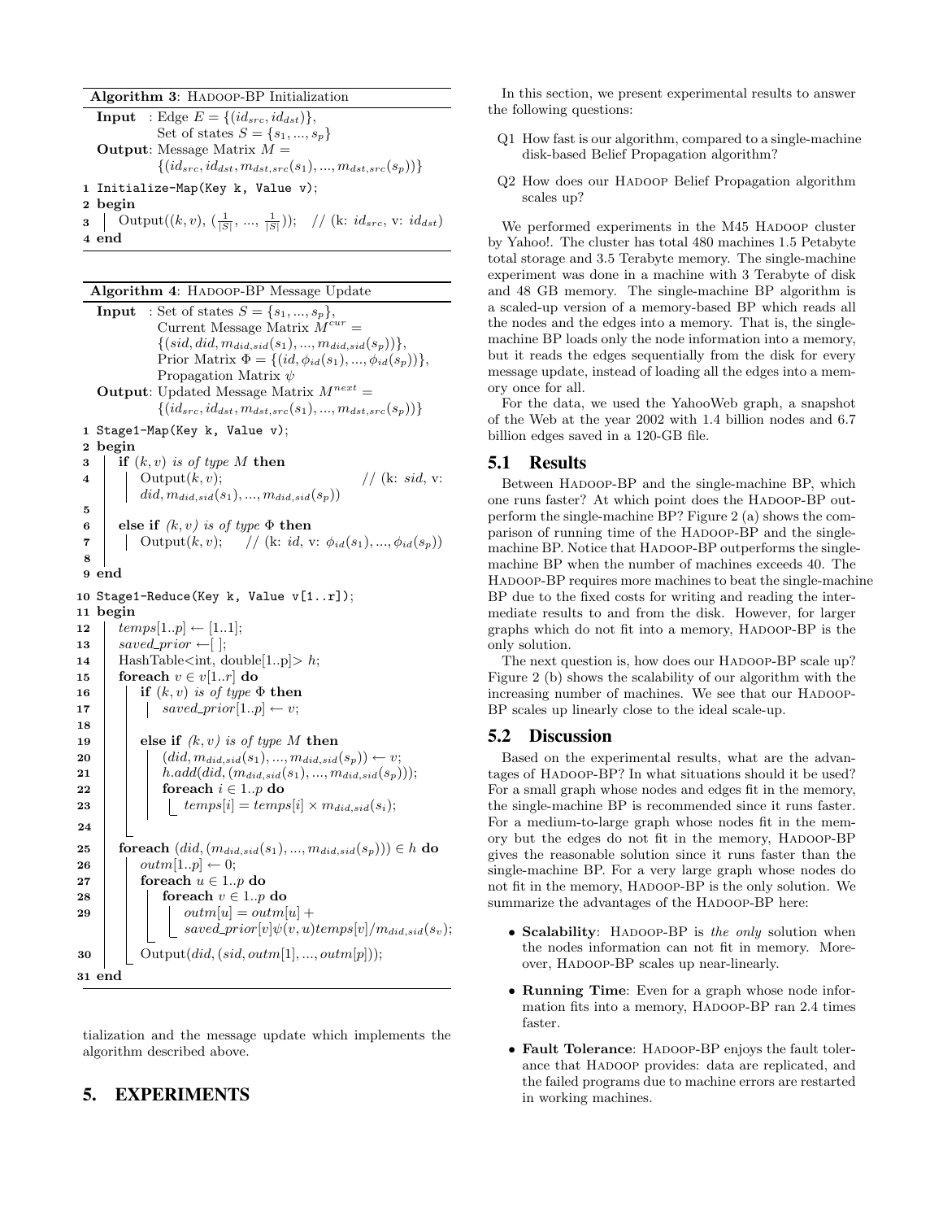**Algorithm 3**: HADOOP-BP Initialization

**Input** : Edge $E = \{(id_{src}, id_{dst})\}$,
Set of states $S = \{s_1, ..., s_p\}$

**Output**: Message Matrix $M = \{(id_{src}, id_{dst}, m_{dst,src}(s_1), ..., m_{dst,src}(s_p))\}$

```
1 Initialize-Map(Key k, Value v);
2 begin
3   Output((k, v), (1/|S|, ..., 1/|S|));   // (k: id_src, v: id_dst)
4 end
```

**Algorithm 4**: HADOOP-BP Message Update

**Input** : Set of states $S = \{s_1, ..., s_p\}$,
Current Message Matrix $M^{cur} = \{(sid, did, m_{did,sid}(s_1), ..., m_{did,sid}(s_p))\}$,
Prior Matrix $\Phi = \{(id, \phi_{id}(s_1), ..., \phi_{id}(s_p))\}$,
Propagation Matrix $\psi$

**Output**: Updated Message Matrix $M^{next} = \{(id_{src}, id_{dst}, m_{dst,src}(s_1), ..., m_{dst,src}(s_p))\}$

```
1 Stage1-Map(Key k, Value v);
2 begin
3   if (k, v) is of type M then
4     Output(k, v);          // (k: sid, v: did, m_did,sid(s_1), ..., m_did,sid(s_p))
5
6   else if (k, v) is of type Φ then
7     Output(k, v);     // (k: id, v: φ_id(s_1), ..., φ_id(s_p))
8
9 end
10 Stage1-Reduce(Key k, Value v[1..r]);
11 begin
12   temps[1..p] ← [1..1];
13   saved_prior ←[ ];
14   HashTable<int, double[1..p]> h;
15   foreach v ∈ v[1..r] do
16     if (k, v) is of type Φ then
17       saved_prior[1..p] ← v;
18
19     else if (k, v) is of type M then
20       (did, m_did,sid(s_1), ..., m_did,sid(s_p)) ← v;
21       h.add(did, (m_did,sid(s_1), ..., m_did,sid(s_p)));
22       foreach i ∈ 1..p do
23         temps[i] = temps[i] × m_did,sid(s_i);
24
25   foreach (did, (m_did,sid(s_1), ..., m_did,sid(s_p))) ∈ h do
26     outm[1..p] ← 0;
27     foreach u ∈ 1..p do
28       foreach v ∈ 1..p do
29         outm[u] = outm[u] +
           saved_prior[v]ψ(v, u)temps[v]/m_did,sid(s_v);
30     Output(did, (sid, outm[1], ..., outm[p]));
31 end
```

tialization and the message update which implements the algorithm described above.

# 5. EXPERIMENTS

In this section, we present experimental results to answer the following questions:

- Q1 How fast is our algorithm, compared to a single-machine disk-based Belief Propagation algorithm?
- Q2 How does our HADOOP Belief Propagation algorithm scales up?

We performed experiments in the M45 HADOOP cluster by Yahoo!. The cluster has total 480 machines 1.5 Petabyte total storage and 3.5 Terabyte memory. The single-machine experiment was done in a machine with 3 Terabyte of disk and 48 GB memory. The single-machine BP algorithm is a scaled-up version of a memory-based BP which reads all the nodes and the edges into a memory. That is, the single-machine BP loads only the node information into a memory, but it reads the edges sequentially from the disk for every message update, instead of loading all the edges into a memory once for all.

For the data, we used the YahooWeb graph, a snapshot of the Web at the year 2002 with 1.4 billion nodes and 6.7 billion edges saved in a 120-GB file.

## 5.1 Results

Between HADOOP-BP and the single-machine BP, which one runs faster? At which point does the HADOOP-BP outperform the single-machine BP? Figure 2 (a) shows the comparison of running time of the HADOOP-BP and the single-machine BP. Notice that HADOOP-BP outperforms the single-machine BP when the number of machines exceeds 40. The HADOOP-BP requires more machines to beat the single-machine BP due to the fixed costs for writing and reading the intermediate results to and from the disk. However, for larger graphs which do not fit into a memory, HADOOP-BP is the only solution.

The next question is, how does our HADOOP-BP scale up? Figure 2 (b) shows the scalability of our algorithm with the increasing number of machines. We see that our HADOOP-BP scales up linearly close to the ideal scale-up.

## 5.2 Discussion

Based on the experimental results, what are the advantages of HADOOP-BP? In what situations should it be used? For a small graph whose nodes and edges fit in the memory, the single-machine BP is recommended since it runs faster. For a medium-to-large graph whose nodes fit in the memory but the edges do not fit in the memory, HADOOP-BP gives the reasonable solution since it runs faster than the single-machine BP. For a very large graph whose nodes do not fit in the memory, HADOOP-BP is the only solution. We summarize the advantages of the HADOOP-BP here:

- **Scalability**: HADOOP-BP is *the only* solution when the nodes information can not fit in memory. Moreover, HADOOP-BP scales up near-linearly.
- **Running Time**: Even for a graph whose node information fits into a memory, HADOOP-BP ran 2.4 times faster.
- **Fault Tolerance**: HADOOP-BP enjoys the fault tolerance that HADOOP provides: data are replicated, and the failed programs due to machine errors are restarted in working machines.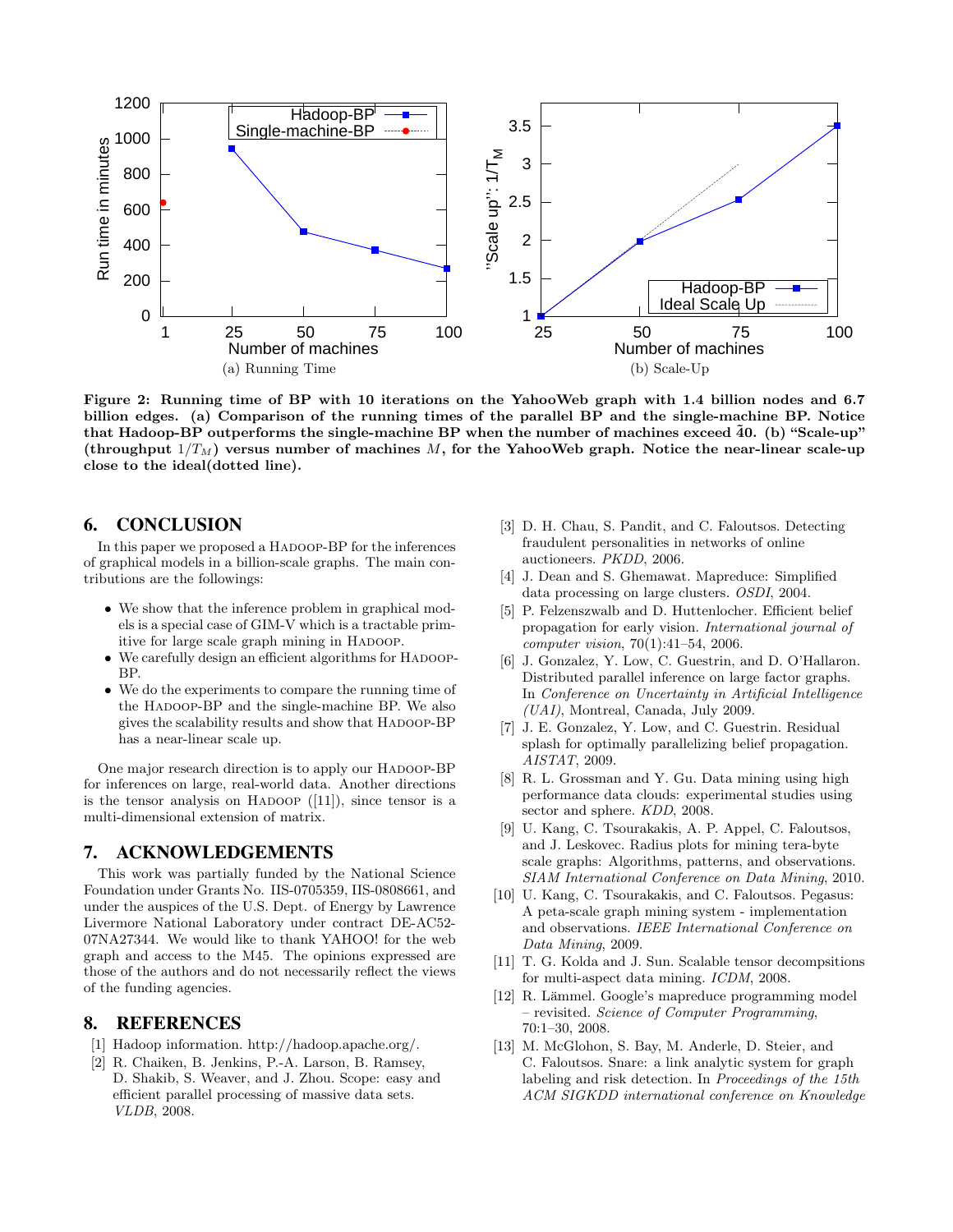1200
1000
800
600
400
200
0
Run time in minutes
1 25 50 75 100
Number of machines
Hadoop-BP
Single-machine-BP
(a) Running Time

"Scale up": $1/T_M$
3.5
3
2.5
2
1.5
1
25 50 75 100
Number of machines
Hadoop-BP
Ideal Scale Up
(b) Scale-Up

**Figure 2: Running time of BP with 10 iterations on the YahooWeb graph with 1.4 billion nodes and 6.7 billion edges. (a) Comparison of the running times of the parallel BP and the single-machine BP. Notice that Hadoop-BP outperforms the single-machine BP when the number of machines exceed ~40. (b) "Scale-up" (throughput $1/T_M$) versus number of machines $M$, for the YahooWeb graph. Notice the near-linear scale-up close to the ideal(dotted line).**

## 6. CONCLUSION

In this paper we proposed a HADOOP-BP for the inferences of graphical models in a billion-scale graphs. The main contributions are the followings:

- We show that the inference problem in graphical models is a special case of GIM-V which is a tractable primitive for large scale graph mining in HADOOP.
- We carefully design an efficient algorithms for HADOOP-BP.
- We do the experiments to compare the running time of the HADOOP-BP and the single-machine BP. We also gives the scalability results and show that HADOOP-BP has a near-linear scale up.

One major research direction is to apply our HADOOP-BP for inferences on large, real-world data. Another directions is the tensor analysis on HADOOP ([11]), since tensor is a multi-dimensional extension of matrix.

## 7. ACKNOWLEDGEMENTS

This work was partially funded by the National Science Foundation under Grants No. IIS-0705359, IIS-0808661, and under the auspices of the U.S. Dept. of Energy by Lawrence Livermore National Laboratory under contract DE-AC52-07NA27344. We would like to thank YAHOO! for the web graph and access to the M45. The opinions expressed are those of the authors and do not necessarily reflect the views of the funding agencies.

## 8. REFERENCES

[1] Hadoop information. http://hadoop.apache.org/.

[2] R. Chaiken, B. Jenkins, P.-A. Larson, B. Ramsey, D. Shakib, S. Weaver, and J. Zhou. Scope: easy and efficient parallel processing of massive data sets. *VLDB*, 2008.

[3] D. H. Chau, S. Pandit, and C. Faloutsos. Detecting fraudulent personalities in networks of online auctioneers. *PKDD*, 2006.

[4] J. Dean and S. Ghemawat. Mapreduce: Simplified data processing on large clusters. *OSDI*, 2004.

[5] P. Felzenszwalb and D. Huttenlocher. Efficient belief propagation for early vision. *International journal of computer vision*, 70(1):41–54, 2006.

[6] J. Gonzalez, Y. Low, C. Guestrin, and D. O'Hallaron. Distributed parallel inference on large factor graphs. In *Conference on Uncertainty in Artificial Intelligence (UAI)*, Montreal, Canada, July 2009.

[7] J. E. Gonzalez, Y. Low, and C. Guestrin. Residual splash for optimally parallelizing belief propagation. *AISTAT*, 2009.

[8] R. L. Grossman and Y. Gu. Data mining using high performance data clouds: experimental studies using sector and sphere. *KDD*, 2008.

[9] U. Kang, C. Tsourakakis, A. P. Appel, C. Faloutsos, and J. Leskovec. Radius plots for mining tera-byte scale graphs: Algorithms, patterns, and observations. *SIAM International Conference on Data Mining*, 2010.

[10] U. Kang, C. Tsourakakis, and C. Faloutsos. Pegasus: A peta-scale graph mining system - implementation and observations. *IEEE International Conference on Data Mining*, 2009.

[11] T. G. Kolda and J. Sun. Scalable tensor decompsitions for multi-aspect data mining. *ICDM*, 2008.

[12] R. Lämmel. Google's mapreduce programming model – revisited. *Science of Computer Programming*, 70:1–30, 2008.

[13] M. McGlohon, S. Bay, M. Anderle, D. Steier, and C. Faloutsos. Snare: a link analytic system for graph labeling and risk detection. In *Proceedings of the 15th ACM SIGKDD international conference on Knowledge*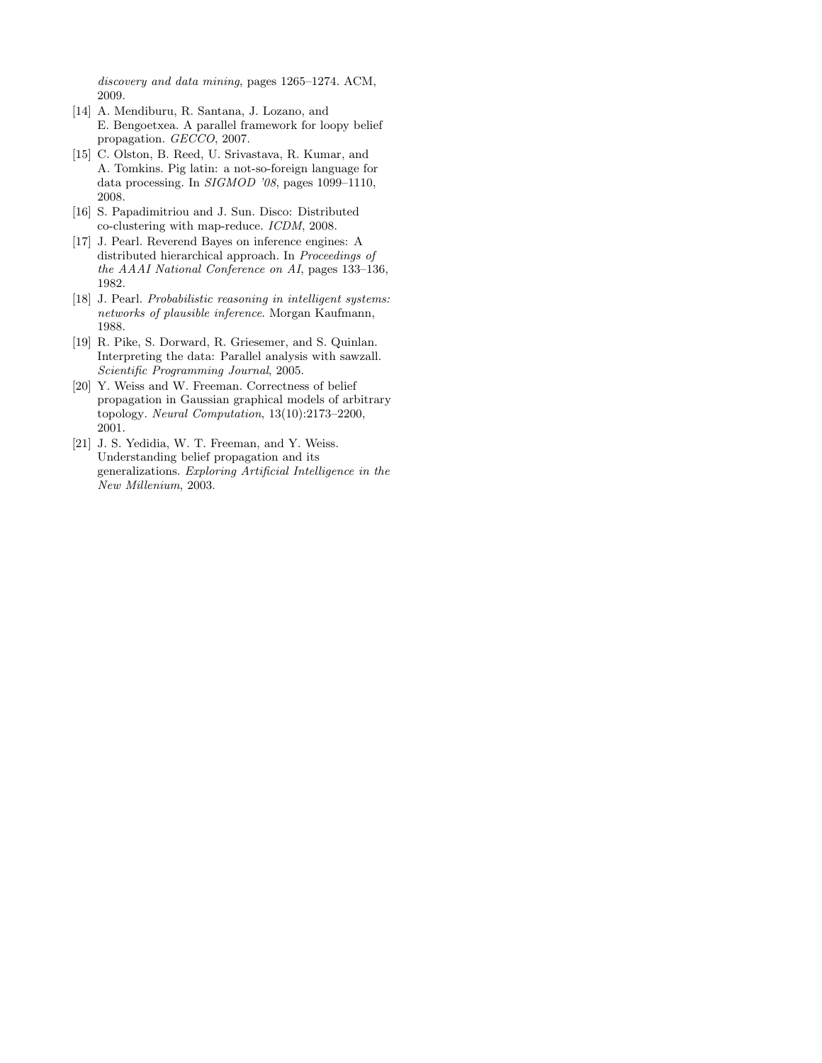*discovery and data mining*, pages 1265–1274. ACM, 2009.

[14] A. Mendiburu, R. Santana, J. Lozano, and E. Bengoetxea. A parallel framework for loopy belief propagation. *GECCO*, 2007.

[15] C. Olston, B. Reed, U. Srivastava, R. Kumar, and A. Tomkins. Pig latin: a not-so-foreign language for data processing. In *SIGMOD '08*, pages 1099–1110, 2008.

[16] S. Papadimitriou and J. Sun. Disco: Distributed co-clustering with map-reduce. *ICDM*, 2008.

[17] J. Pearl. Reverend Bayes on inference engines: A distributed hierarchical approach. In *Proceedings of the AAAI National Conference on AI*, pages 133–136, 1982.

[18] J. Pearl. *Probabilistic reasoning in intelligent systems: networks of plausible inference*. Morgan Kaufmann, 1988.

[19] R. Pike, S. Dorward, R. Griesemer, and S. Quinlan. Interpreting the data: Parallel analysis with sawzall. *Scientific Programming Journal*, 2005.

[20] Y. Weiss and W. Freeman. Correctness of belief propagation in Gaussian graphical models of arbitrary topology. *Neural Computation*, 13(10):2173–2200, 2001.

[21] J. S. Yedidia, W. T. Freeman, and Y. Weiss. Understanding belief propagation and its generalizations. *Exploring Artificial Intelligence in the New Millenium*, 2003.